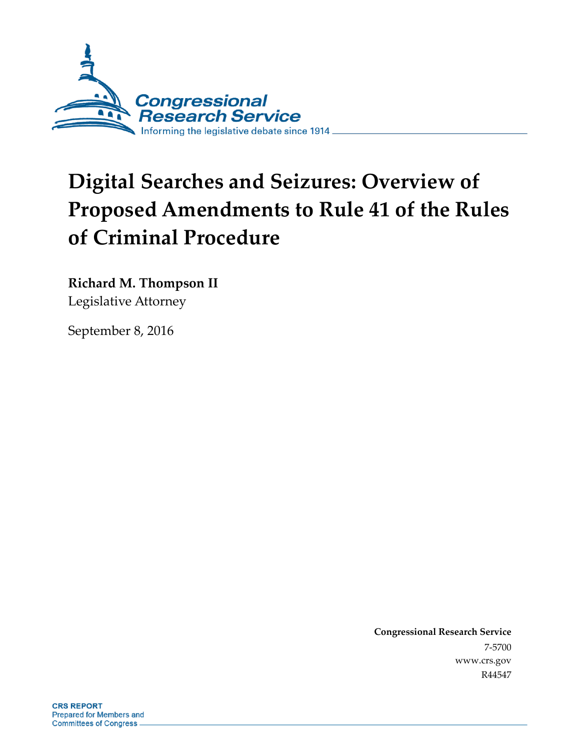Congressional Research Service

Informing the legislative debate since 1914

# Digital Searches and Seizures: Overview of Proposed Amendments to Rule 41 of the Rules of Criminal Procedure

**Richard M. Thompson II**
Legislative Attorney

September 8, 2016

**Congressional Research Service**
7-5700
www.crs.gov
R44547

**CRS REPORT**
Prepared for Members and
Committees of Congress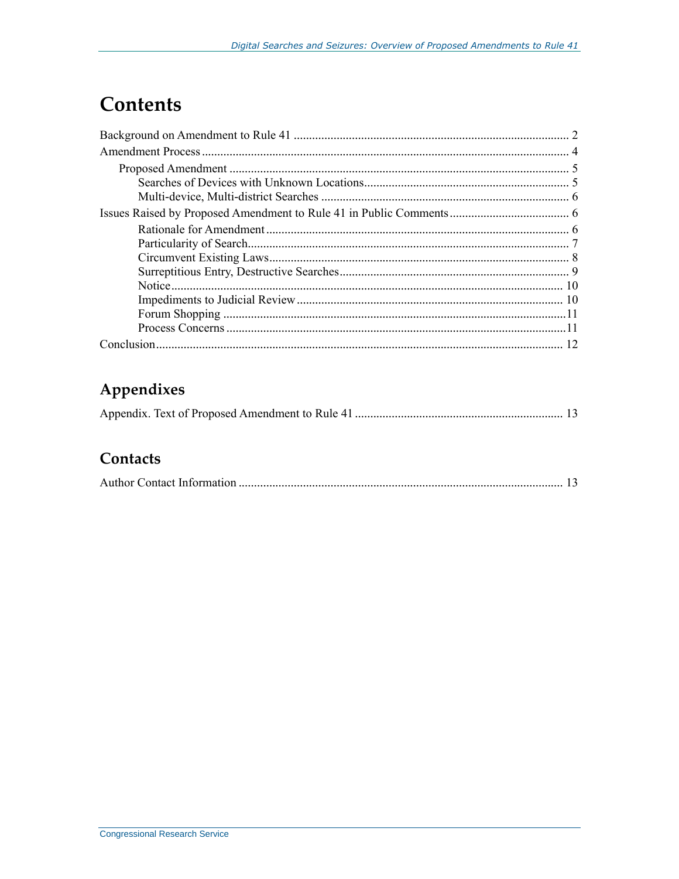# Contents

Background on Amendment to Rule 41 ........................................................................................ 2

Amendment Process ...................................................................................................................... 4

- Proposed Amendment .............................................................................................................. 5
  - Searches of Devices with Unknown Locations.................................................................. 5
  - Multi-device, Multi-district Searches ................................................................................ 6

Issues Raised by Proposed Amendment to Rule 41 in Public Comments ...................................... 6

- Rationale for Amendment .................................................................................................. 6
- Particularity of Search........................................................................................................ 7
- Circumvent Existing Laws................................................................................................. 8
- Surreptitious Entry, Destructive Searches.......................................................................... 9
- Notice............................................................................................................................... 10
- Impediments to Judicial Review ...................................................................................... 10
- Forum Shopping ...............................................................................................................11
- Process Concerns ..............................................................................................................11

Conclusion.................................................................................................................................... 12

## Appendixes

Appendix. Text of Proposed Amendment to Rule 41 ................................................................... 13

## Contacts

Author Contact Information ........................................................................................................ 13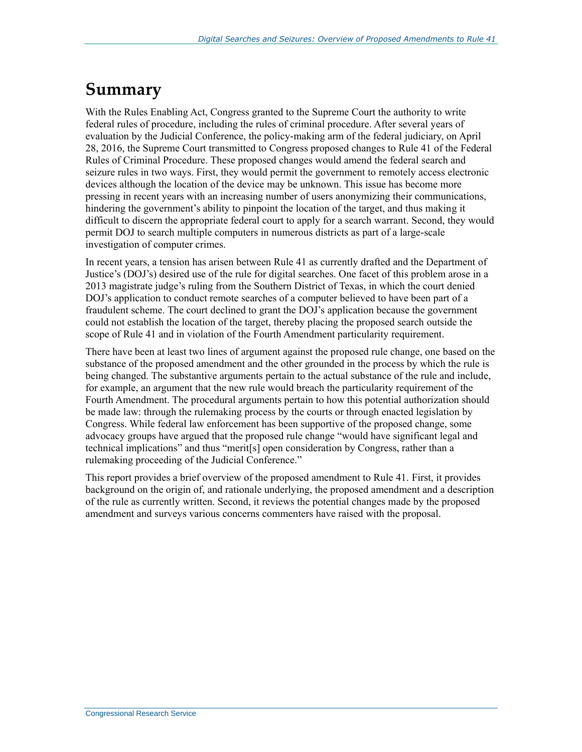# Summary

With the Rules Enabling Act, Congress granted to the Supreme Court the authority to write federal rules of procedure, including the rules of criminal procedure. After several years of evaluation by the Judicial Conference, the policy-making arm of the federal judiciary, on April 28, 2016, the Supreme Court transmitted to Congress proposed changes to Rule 41 of the Federal Rules of Criminal Procedure. These proposed changes would amend the federal search and seizure rules in two ways. First, they would permit the government to remotely access electronic devices although the location of the device may be unknown. This issue has become more pressing in recent years with an increasing number of users anonymizing their communications, hindering the government's ability to pinpoint the location of the target, and thus making it difficult to discern the appropriate federal court to apply for a search warrant. Second, they would permit DOJ to search multiple computers in numerous districts as part of a large-scale investigation of computer crimes.

In recent years, a tension has arisen between Rule 41 as currently drafted and the Department of Justice's (DOJ's) desired use of the rule for digital searches. One facet of this problem arose in a 2013 magistrate judge's ruling from the Southern District of Texas, in which the court denied DOJ's application to conduct remote searches of a computer believed to have been part of a fraudulent scheme. The court declined to grant the DOJ's application because the government could not establish the location of the target, thereby placing the proposed search outside the scope of Rule 41 and in violation of the Fourth Amendment particularity requirement.

There have been at least two lines of argument against the proposed rule change, one based on the substance of the proposed amendment and the other grounded in the process by which the rule is being changed. The substantive arguments pertain to the actual substance of the rule and include, for example, an argument that the new rule would breach the particularity requirement of the Fourth Amendment. The procedural arguments pertain to how this potential authorization should be made law: through the rulemaking process by the courts or through enacted legislation by Congress. While federal law enforcement has been supportive of the proposed change, some advocacy groups have argued that the proposed rule change "would have significant legal and technical implications" and thus "merit[s] open consideration by Congress, rather than a rulemaking proceeding of the Judicial Conference."

This report provides a brief overview of the proposed amendment to Rule 41. First, it provides background on the origin of, and rationale underlying, the proposed amendment and a description of the rule as currently written. Second, it reviews the potential changes made by the proposed amendment and surveys various concerns commenters have raised with the proposal.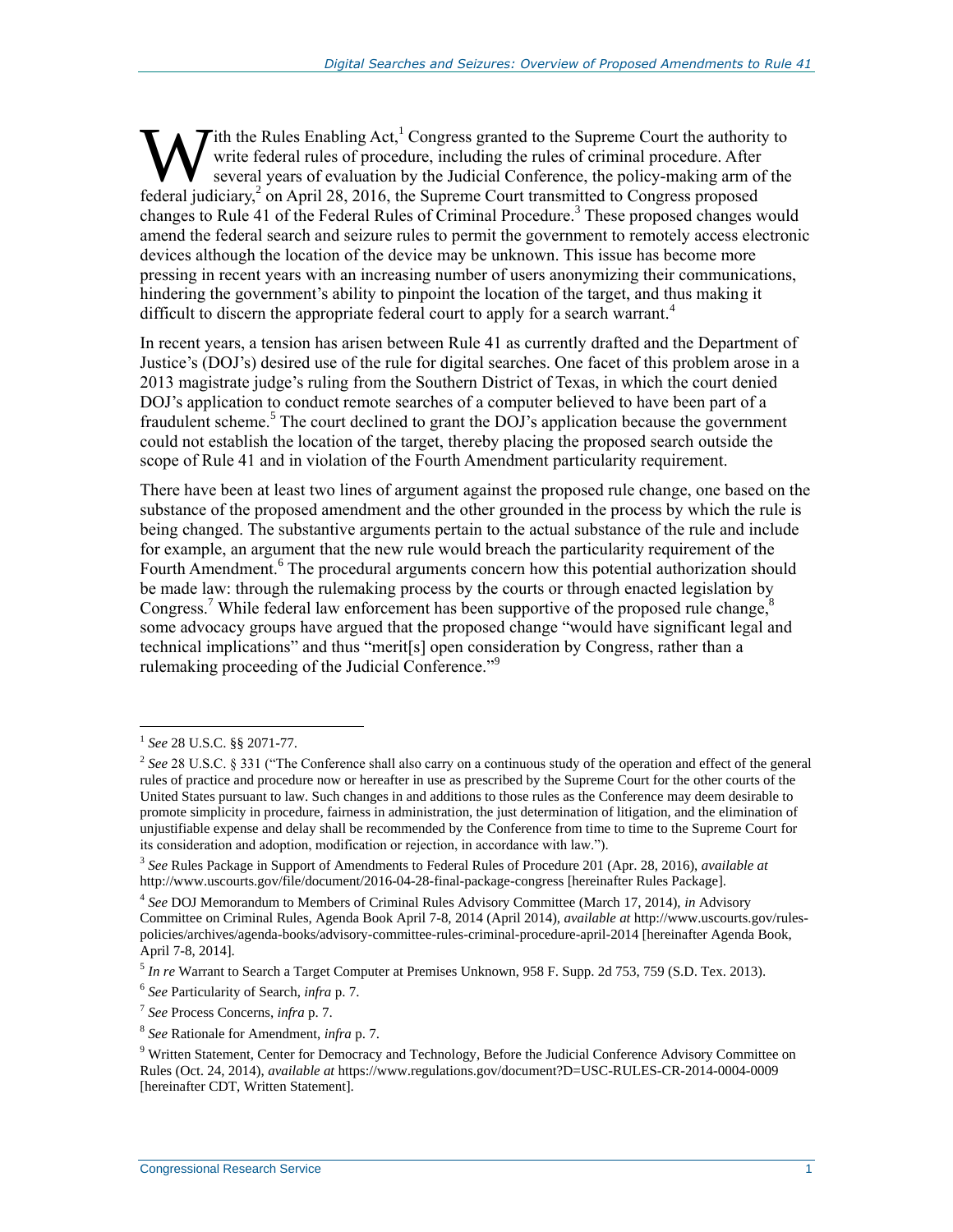With the Rules Enabling Act,[1] Congress granted to the Supreme Court the authority to write federal rules of procedure, including the rules of criminal procedure. After several years of evaluation by the Judicial Conference, the policy-making arm of the federal judiciary,[2] on April 28, 2016, the Supreme Court transmitted to Congress proposed changes to Rule 41 of the Federal Rules of Criminal Procedure.[3] These proposed changes would amend the federal search and seizure rules to permit the government to remotely access electronic devices although the location of the device may be unknown. This issue has become more pressing in recent years with an increasing number of users anonymizing their communications, hindering the government's ability to pinpoint the location of the target, and thus making it difficult to discern the appropriate federal court to apply for a search warrant.[4]

In recent years, a tension has arisen between Rule 41 as currently drafted and the Department of Justice's (DOJ's) desired use of the rule for digital searches. One facet of this problem arose in a 2013 magistrate judge's ruling from the Southern District of Texas, in which the court denied DOJ's application to conduct remote searches of a computer believed to have been part of a fraudulent scheme.[5] The court declined to grant the DOJ's application because the government could not establish the location of the target, thereby placing the proposed search outside the scope of Rule 41 and in violation of the Fourth Amendment particularity requirement.

There have been at least two lines of argument against the proposed rule change, one based on the substance of the proposed amendment and the other grounded in the process by which the rule is being changed. The substantive arguments pertain to the actual substance of the rule and include for example, an argument that the new rule would breach the particularity requirement of the Fourth Amendment.[6] The procedural arguments concern how this potential authorization should be made law: through the rulemaking process by the courts or through enacted legislation by Congress.[7] While federal law enforcement has been supportive of the proposed rule change,[8] some advocacy groups have argued that the proposed change "would have significant legal and technical implications" and thus "merit[s] open consideration by Congress, rather than a rulemaking proceeding of the Judicial Conference."[9]

---

[1] *See* 28 U.S.C. §§ 2071-77.

[2] *See* 28 U.S.C. § 331 ("The Conference shall also carry on a continuous study of the operation and effect of the general rules of practice and procedure now or hereafter in use as prescribed by the Supreme Court for the other courts of the United States pursuant to law. Such changes in and additions to those rules as the Conference may deem desirable to promote simplicity in procedure, fairness in administration, the just determination of litigation, and the elimination of unjustifiable expense and delay shall be recommended by the Conference from time to time to the Supreme Court for its consideration and adoption, modification or rejection, in accordance with law.").

[3] *See* Rules Package in Support of Amendments to Federal Rules of Procedure 201 (Apr. 28, 2016), *available at* http://www.uscourts.gov/file/document/2016-04-28-final-package-congress [hereinafter Rules Package].

[4] *See* DOJ Memorandum to Members of Criminal Rules Advisory Committee (March 17, 2014), *in* Advisory Committee on Criminal Rules, Agenda Book April 7-8, 2014 (April 2014), *available at* http://www.uscourts.gov/rules-policies/archives/agenda-books/advisory-committee-rules-criminal-procedure-april-2014 [hereinafter Agenda Book, April 7-8, 2014].

[5] *In re* Warrant to Search a Target Computer at Premises Unknown, 958 F. Supp. 2d 753, 759 (S.D. Tex. 2013).

[6] *See* Particularity of Search, *infra* p. 7.

[7] *See* Process Concerns, *infra* p. 7.

[8] *See* Rationale for Amendment, *infra* p. 7.

[9] Written Statement, Center for Democracy and Technology, Before the Judicial Conference Advisory Committee on Rules (Oct. 24, 2014), *available at* https://www.regulations.gov/document?D=USC-RULES-CR-2014-0004-0009 [hereinafter CDT, Written Statement].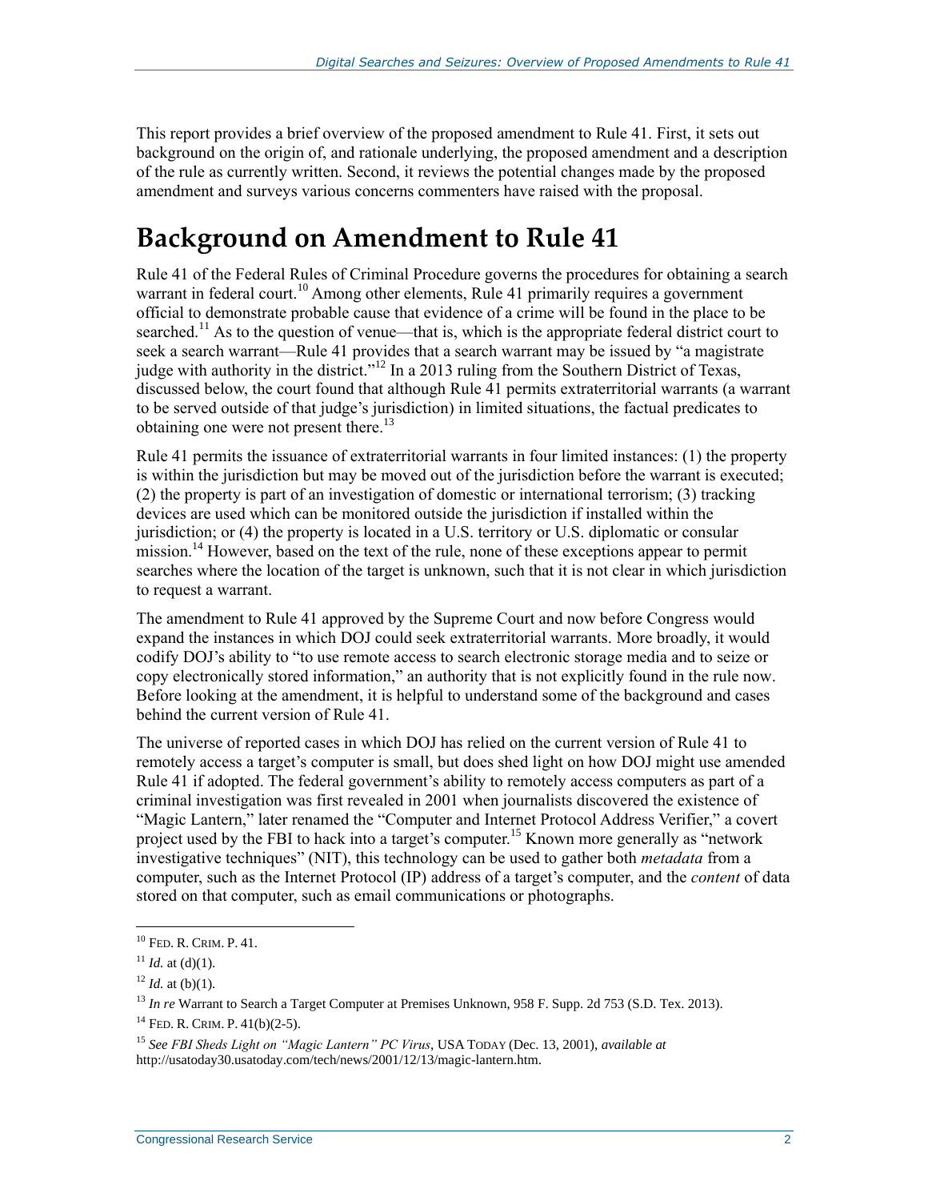This report provides a brief overview of the proposed amendment to Rule 41. First, it sets out background on the origin of, and rationale underlying, the proposed amendment and a description of the rule as currently written. Second, it reviews the potential changes made by the proposed amendment and surveys various concerns commenters have raised with the proposal.

# Background on Amendment to Rule 41

Rule 41 of the Federal Rules of Criminal Procedure governs the procedures for obtaining a search warrant in federal court.[10] Among other elements, Rule 41 primarily requires a government official to demonstrate probable cause that evidence of a crime will be found in the place to be searched.[11] As to the question of venue—that is, which is the appropriate federal district court to seek a search warrant—Rule 41 provides that a search warrant may be issued by "a magistrate judge with authority in the district."[12] In a 2013 ruling from the Southern District of Texas, discussed below, the court found that although Rule 41 permits extraterritorial warrants (a warrant to be served outside of that judge's jurisdiction) in limited situations, the factual predicates to obtaining one were not present there.[13]

Rule 41 permits the issuance of extraterritorial warrants in four limited instances: (1) the property is within the jurisdiction but may be moved out of the jurisdiction before the warrant is executed; (2) the property is part of an investigation of domestic or international terrorism; (3) tracking devices are used which can be monitored outside the jurisdiction if installed within the jurisdiction; or (4) the property is located in a U.S. territory or U.S. diplomatic or consular mission.[14] However, based on the text of the rule, none of these exceptions appear to permit searches where the location of the target is unknown, such that it is not clear in which jurisdiction to request a warrant.

The amendment to Rule 41 approved by the Supreme Court and now before Congress would expand the instances in which DOJ could seek extraterritorial warrants. More broadly, it would codify DOJ's ability to "to use remote access to search electronic storage media and to seize or copy electronically stored information," an authority that is not explicitly found in the rule now. Before looking at the amendment, it is helpful to understand some of the background and cases behind the current version of Rule 41.

The universe of reported cases in which DOJ has relied on the current version of Rule 41 to remotely access a target's computer is small, but does shed light on how DOJ might use amended Rule 41 if adopted. The federal government's ability to remotely access computers as part of a criminal investigation was first revealed in 2001 when journalists discovered the existence of "Magic Lantern," later renamed the "Computer and Internet Protocol Address Verifier," a covert project used by the FBI to hack into a target's computer.[15] Known more generally as "network investigative techniques" (NIT), this technology can be used to gather both *metadata* from a computer, such as the Internet Protocol (IP) address of a target's computer, and the *content* of data stored on that computer, such as email communications or photographs.

---

[10] FED. R. CRIM. P. 41.

[11] *Id.* at (d)(1).

[12] *Id.* at (b)(1).

[13] *In re* Warrant to Search a Target Computer at Premises Unknown, 958 F. Supp. 2d 753 (S.D. Tex. 2013).

[14] FED. R. CRIM. P. 41(b)(2-5).

[15] *See FBI Sheds Light on "Magic Lantern" PC Virus*, USA TODAY (Dec. 13, 2001), *available at* http://usatoday30.usatoday.com/tech/news/2001/12/13/magic-lantern.htm.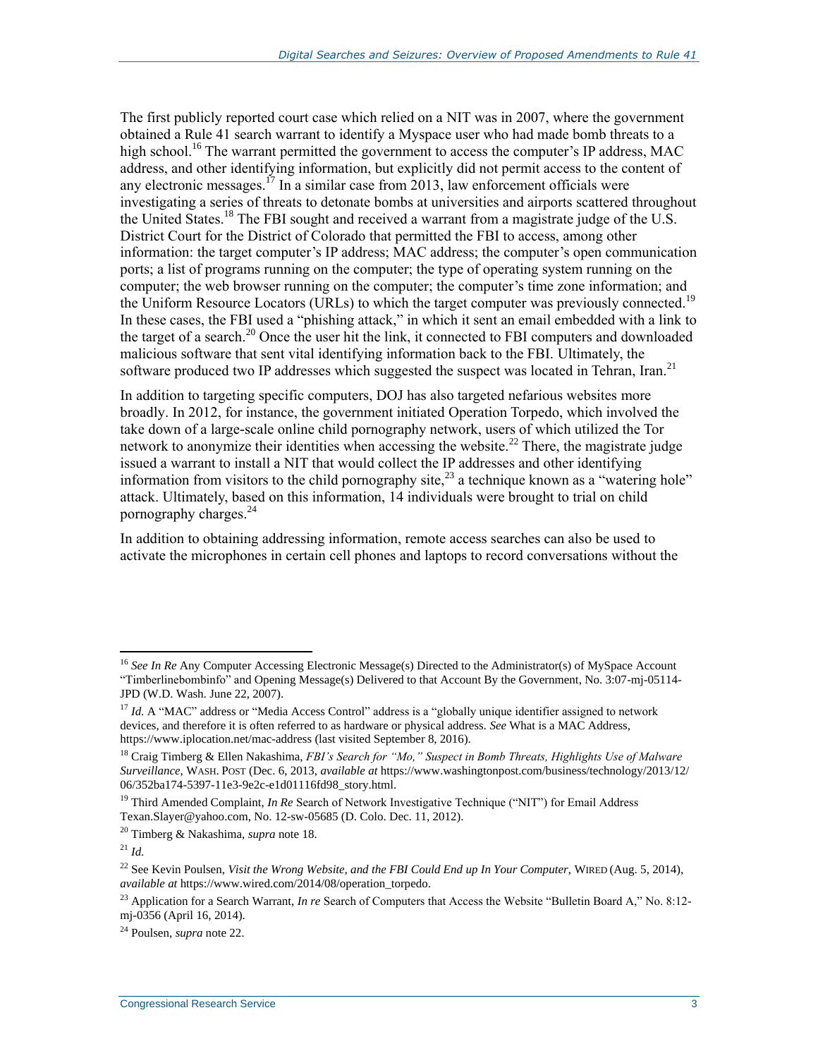The first publicly reported court case which relied on a NIT was in 2007, where the government obtained a Rule 41 search warrant to identify a Myspace user who had made bomb threats to a high school.[16] The warrant permitted the government to access the computer's IP address, MAC address, and other identifying information, but explicitly did not permit access to the content of any electronic messages.[17] In a similar case from 2013, law enforcement officials were investigating a series of threats to detonate bombs at universities and airports scattered throughout the United States.[18] The FBI sought and received a warrant from a magistrate judge of the U.S. District Court for the District of Colorado that permitted the FBI to access, among other information: the target computer's IP address; MAC address; the computer's open communication ports; a list of programs running on the computer; the type of operating system running on the computer; the web browser running on the computer; the computer's time zone information; and the Uniform Resource Locators (URLs) to which the target computer was previously connected.[19] In these cases, the FBI used a "phishing attack," in which it sent an email embedded with a link to the target of a search.[20] Once the user hit the link, it connected to FBI computers and downloaded malicious software that sent vital identifying information back to the FBI. Ultimately, the software produced two IP addresses which suggested the suspect was located in Tehran, Iran.[21]

In addition to targeting specific computers, DOJ has also targeted nefarious websites more broadly. In 2012, for instance, the government initiated Operation Torpedo, which involved the take down of a large-scale online child pornography network, users of which utilized the Tor network to anonymize their identities when accessing the website.[22] There, the magistrate judge issued a warrant to install a NIT that would collect the IP addresses and other identifying information from visitors to the child pornography site,[23] a technique known as a "watering hole" attack. Ultimately, based on this information, 14 individuals were brought to trial on child pornography charges.[24]

In addition to obtaining addressing information, remote access searches can also be used to activate the microphones in certain cell phones and laptops to record conversations without the

---

[16] *See In Re* Any Computer Accessing Electronic Message(s) Directed to the Administrator(s) of MySpace Account "Timberlinebombinfo" and Opening Message(s) Delivered to that Account By the Government, No. 3:07-mj-05114-JPD (W.D. Wash. June 22, 2007).

[17] *Id.* A "MAC" address or "Media Access Control" address is a "globally unique identifier assigned to network devices, and therefore it is often referred to as hardware or physical address. *See* What is a MAC Address, https://www.iplocation.net/mac-address (last visited September 8, 2016).

[18] Craig Timberg & Ellen Nakashima, *FBI's Search for "Mo," Suspect in Bomb Threats, Highlights Use of Malware Surveillance*, WASH. POST (Dec. 6, 2013, *available at* https://www.washingtonpost.com/business/technology/2013/12/06/352ba174-5397-11e3-9e2c-e1d01116fd98_story.html.

[19] Third Amended Complaint, *In Re* Search of Network Investigative Technique ("NIT") for Email Address Texan.Slayer@yahoo.com, No. 12-sw-05685 (D. Colo. Dec. 11, 2012).

[20] Timberg & Nakashima, *supra* note 18.

[21] *Id.*

[22] See Kevin Poulsen, *Visit the Wrong Website, and the FBI Could End up In Your Computer*, WIRED (Aug. 5, 2014), *available at* https://www.wired.com/2014/08/operation_torpedo.

[23] Application for a Search Warrant, *In re* Search of Computers that Access the Website "Bulletin Board A," No. 8:12-mj-0356 (April 16, 2014).

[24] Poulsen, *supra* note 22.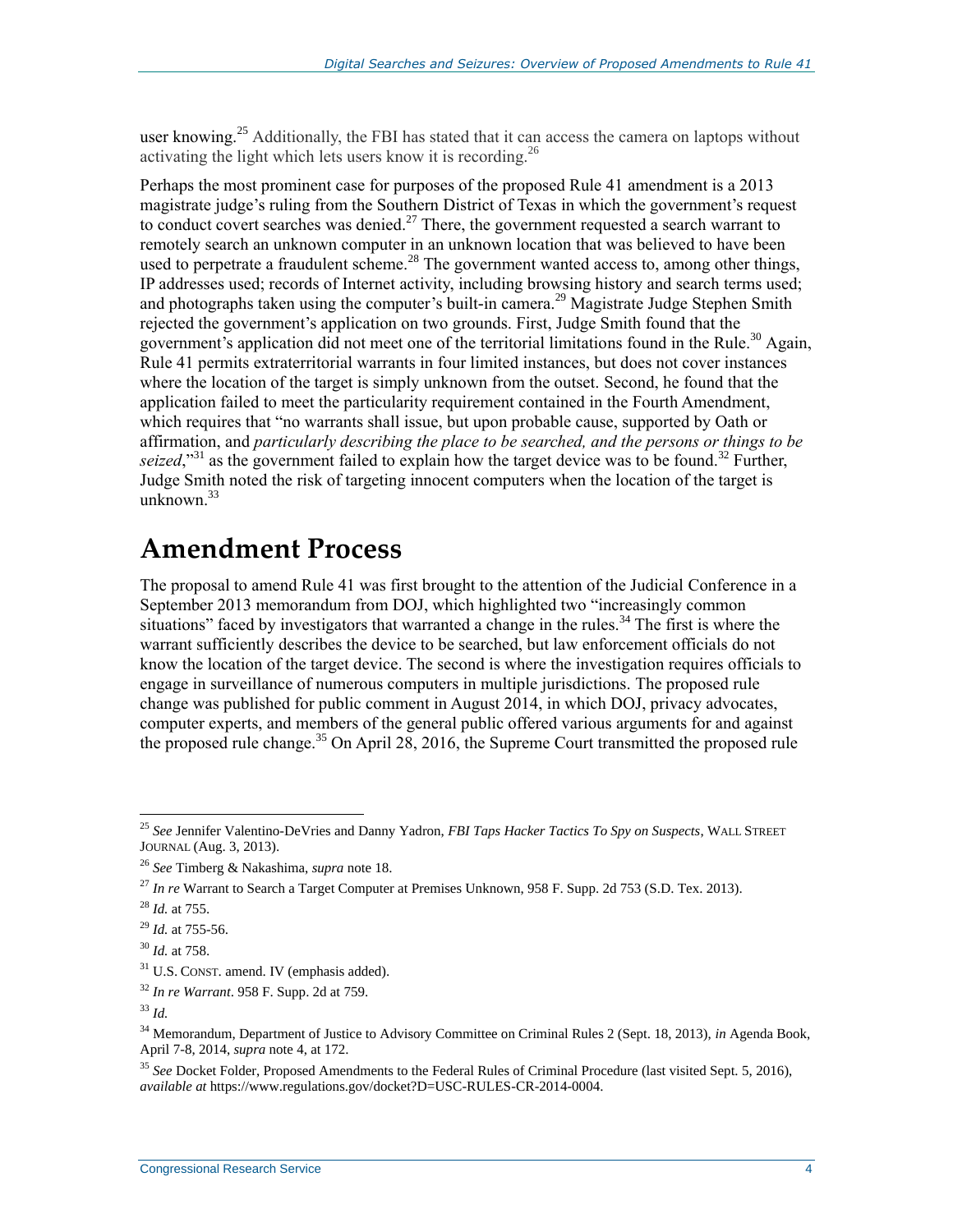user knowing.[25] Additionally, the FBI has stated that it can access the camera on laptops without activating the light which lets users know it is recording.[26]

Perhaps the most prominent case for purposes of the proposed Rule 41 amendment is a 2013 magistrate judge's ruling from the Southern District of Texas in which the government's request to conduct covert searches was denied.[27] There, the government requested a search warrant to remotely search an unknown computer in an unknown location that was believed to have been used to perpetrate a fraudulent scheme.[28] The government wanted access to, among other things, IP addresses used; records of Internet activity, including browsing history and search terms used; and photographs taken using the computer's built-in camera.[29] Magistrate Judge Stephen Smith rejected the government's application on two grounds. First, Judge Smith found that the government's application did not meet one of the territorial limitations found in the Rule.[30] Again, Rule 41 permits extraterritorial warrants in four limited instances, but does not cover instances where the location of the target is simply unknown from the outset. Second, he found that the application failed to meet the particularity requirement contained in the Fourth Amendment, which requires that "no warrants shall issue, but upon probable cause, supported by Oath or affirmation, and *particularly describing the place to be searched, and the persons or things to be seized*,"[31] as the government failed to explain how the target device was to be found.[32] Further, Judge Smith noted the risk of targeting innocent computers when the location of the target is unknown.[33]

# Amendment Process

The proposal to amend Rule 41 was first brought to the attention of the Judicial Conference in a September 2013 memorandum from DOJ, which highlighted two "increasingly common situations" faced by investigators that warranted a change in the rules.[34] The first is where the warrant sufficiently describes the device to be searched, but law enforcement officials do not know the location of the target device. The second is where the investigation requires officials to engage in surveillance of numerous computers in multiple jurisdictions. The proposed rule change was published for public comment in August 2014, in which DOJ, privacy advocates, computer experts, and members of the general public offered various arguments for and against the proposed rule change.[35] On April 28, 2016, the Supreme Court transmitted the proposed rule

---

[25] *See* Jennifer Valentino-DeVries and Danny Yadron, *FBI Taps Hacker Tactics To Spy on Suspects*, WALL STREET JOURNAL (Aug. 3, 2013).

[26] *See* Timberg & Nakashima, *supra* note 18.

[27] *In re* Warrant to Search a Target Computer at Premises Unknown, 958 F. Supp. 2d 753 (S.D. Tex. 2013).

[28] *Id.* at 755.

[29] *Id.* at 755-56.

[30] *Id.* at 758.

[31] U.S. CONST. amend. IV (emphasis added).

[32] *In re Warrant*. 958 F. Supp. 2d at 759.

[33] *Id.*

[34] Memorandum, Department of Justice to Advisory Committee on Criminal Rules 2 (Sept. 18, 2013), *in* Agenda Book, April 7-8, 2014, *supra* note 4, at 172.

[35] *See* Docket Folder, Proposed Amendments to the Federal Rules of Criminal Procedure (last visited Sept. 5, 2016), *available at* https://www.regulations.gov/docket?D=USC-RULES-CR-2014-0004.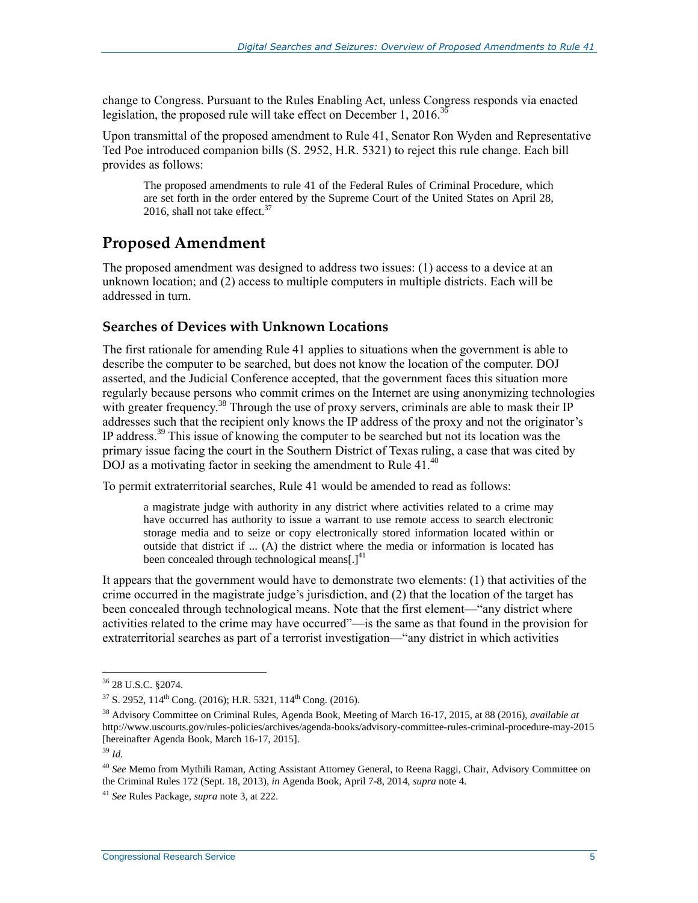change to Congress. Pursuant to the Rules Enabling Act, unless Congress responds via enacted legislation, the proposed rule will take effect on December 1, 2016.[36]

Upon transmittal of the proposed amendment to Rule 41, Senator Ron Wyden and Representative Ted Poe introduced companion bills (S. 2952, H.R. 5321) to reject this rule change. Each bill provides as follows:

> The proposed amendments to rule 41 of the Federal Rules of Criminal Procedure, which are set forth in the order entered by the Supreme Court of the United States on April 28, 2016, shall not take effect.[37]

## Proposed Amendment

The proposed amendment was designed to address two issues: (1) access to a device at an unknown location; and (2) access to multiple computers in multiple districts. Each will be addressed in turn.

### Searches of Devices with Unknown Locations

The first rationale for amending Rule 41 applies to situations when the government is able to describe the computer to be searched, but does not know the location of the computer. DOJ asserted, and the Judicial Conference accepted, that the government faces this situation more regularly because persons who commit crimes on the Internet are using anonymizing technologies with greater frequency.[38] Through the use of proxy servers, criminals are able to mask their IP addresses such that the recipient only knows the IP address of the proxy and not the originator's IP address.[39] This issue of knowing the computer to be searched but not its location was the primary issue facing the court in the Southern District of Texas ruling, a case that was cited by DOJ as a motivating factor in seeking the amendment to Rule 41.[40]

To permit extraterritorial searches, Rule 41 would be amended to read as follows:

> a magistrate judge with authority in any district where activities related to a crime may have occurred has authority to issue a warrant to use remote access to search electronic storage media and to seize or copy electronically stored information located within or outside that district if ... (A) the district where the media or information is located has been concealed through technological means[.][41]

It appears that the government would have to demonstrate two elements: (1) that activities of the crime occurred in the magistrate judge's jurisdiction, and (2) that the location of the target has been concealed through technological means. Note that the first element—"any district where activities related to the crime may have occurred"—is the same as that found in the provision for extraterritorial searches as part of a terrorist investigation—"any district in which activities

---

[36] 28 U.S.C. §2074.

[37] S. 2952, 114th Cong. (2016); H.R. 5321, 114th Cong. (2016).

[38] Advisory Committee on Criminal Rules, Agenda Book, Meeting of March 16-17, 2015, at 88 (2016), *available at* http://www.uscourts.gov/rules-policies/archives/agenda-books/advisory-committee-rules-criminal-procedure-may-2015 [hereinafter Agenda Book, March 16-17, 2015].

[39] *Id.*

[40] *See* Memo from Mythili Raman, Acting Assistant Attorney General, to Reena Raggi, Chair, Advisory Committee on the Criminal Rules 172 (Sept. 18, 2013), *in* Agenda Book, April 7-8, 2014, *supra* note 4.

[41] *See* Rules Package, *supra* note 3, at 222.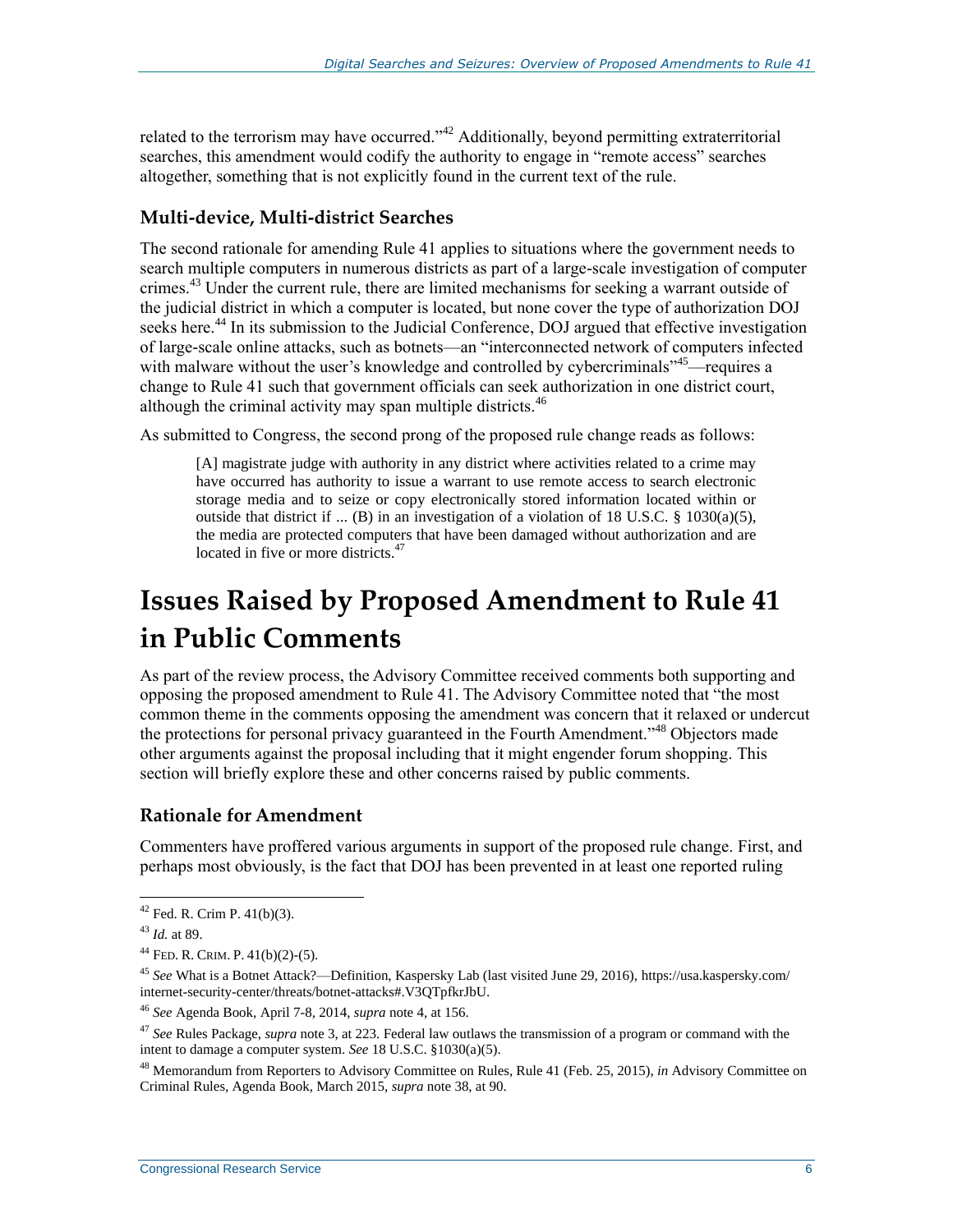related to the terrorism may have occurred."[42] Additionally, beyond permitting extraterritorial searches, this amendment would codify the authority to engage in "remote access" searches altogether, something that is not explicitly found in the current text of the rule.

### Multi-device, Multi-district Searches

The second rationale for amending Rule 41 applies to situations where the government needs to search multiple computers in numerous districts as part of a large-scale investigation of computer crimes.[43] Under the current rule, there are limited mechanisms for seeking a warrant outside of the judicial district in which a computer is located, but none cover the type of authorization DOJ seeks here.[44] In its submission to the Judicial Conference, DOJ argued that effective investigation of large-scale online attacks, such as botnets—an "interconnected network of computers infected with malware without the user's knowledge and controlled by cybercriminals"[45]—requires a change to Rule 41 such that government officials can seek authorization in one district court, although the criminal activity may span multiple districts.[46]

As submitted to Congress, the second prong of the proposed rule change reads as follows:

> [A] magistrate judge with authority in any district where activities related to a crime may have occurred has authority to issue a warrant to use remote access to search electronic storage media and to seize or copy electronically stored information located within or outside that district if ... (B) in an investigation of a violation of 18 U.S.C. § 1030(a)(5), the media are protected computers that have been damaged without authorization and are located in five or more districts.[47]

## Issues Raised by Proposed Amendment to Rule 41 in Public Comments

As part of the review process, the Advisory Committee received comments both supporting and opposing the proposed amendment to Rule 41. The Advisory Committee noted that "the most common theme in the comments opposing the amendment was concern that it relaxed or undercut the protections for personal privacy guaranteed in the Fourth Amendment."[48] Objectors made other arguments against the proposal including that it might engender forum shopping. This section will briefly explore these and other concerns raised by public comments.

### Rationale for Amendment

Commenters have proffered various arguments in support of the proposed rule change. First, and perhaps most obviously, is the fact that DOJ has been prevented in at least one reported ruling

---

[42] Fed. R. Crim P. 41(b)(3).

[43] *Id.* at 89.

[44] FED. R. CRIM. P. 41(b)(2)-(5).

[45] *See* What is a Botnet Attack?—Definition, Kaspersky Lab (last visited June 29, 2016), https://usa.kaspersky.com/internet-security-center/threats/botnet-attacks#.V3QTpfkrJbU.

[46] *See* Agenda Book, April 7-8, 2014, *supra* note 4, at 156.

[47] *See* Rules Package, *supra* note 3, at 223. Federal law outlaws the transmission of a program or command with the intent to damage a computer system. *See* 18 U.S.C. §1030(a)(5).

[48] Memorandum from Reporters to Advisory Committee on Rules, Rule 41 (Feb. 25, 2015), *in* Advisory Committee on Criminal Rules, Agenda Book, March 2015, *supra* note 38, at 90.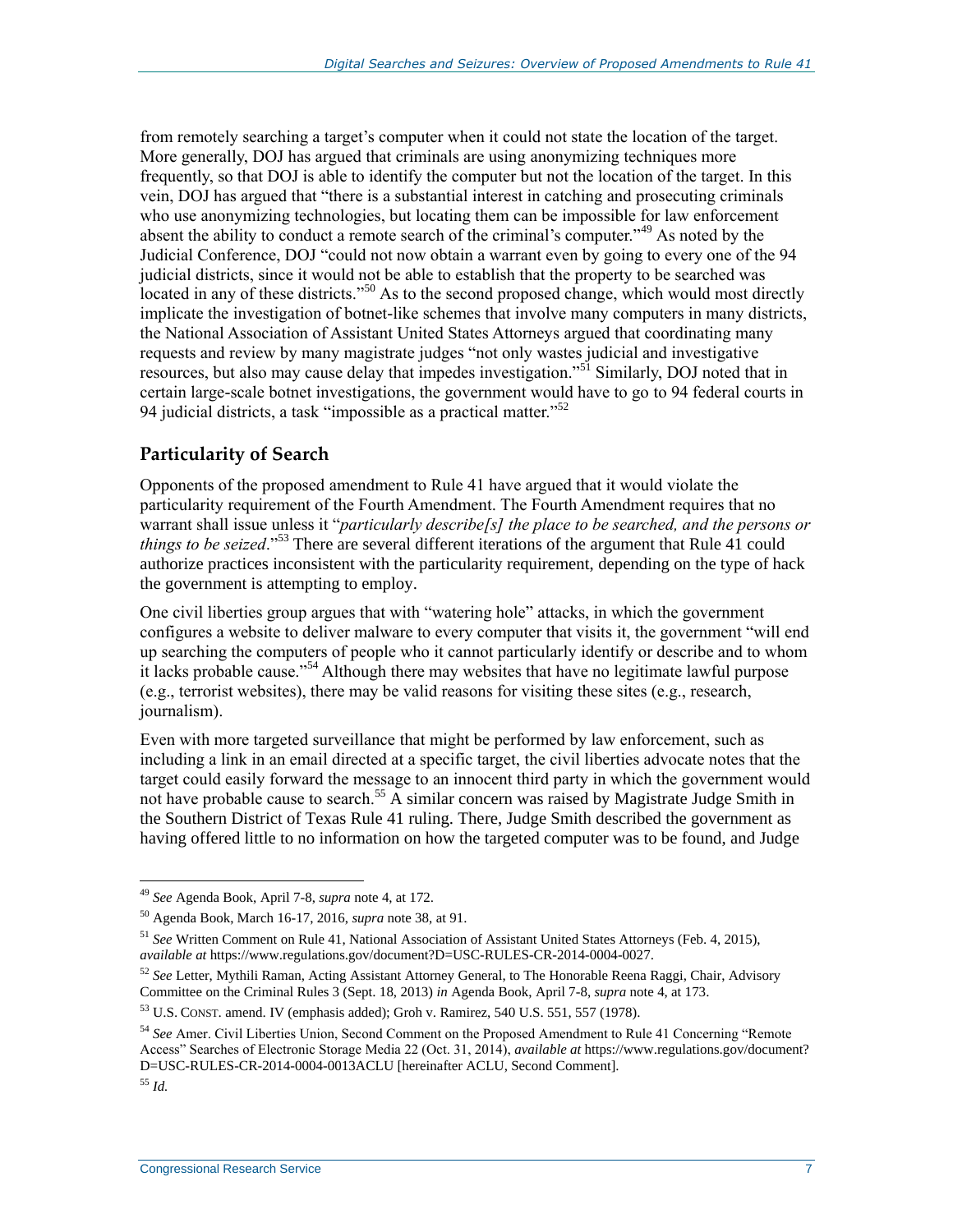from remotely searching a target's computer when it could not state the location of the target. More generally, DOJ has argued that criminals are using anonymizing techniques more frequently, so that DOJ is able to identify the computer but not the location of the target. In this vein, DOJ has argued that "there is a substantial interest in catching and prosecuting criminals who use anonymizing technologies, but locating them can be impossible for law enforcement absent the ability to conduct a remote search of the criminal's computer."[49] As noted by the Judicial Conference, DOJ "could not now obtain a warrant even by going to every one of the 94 judicial districts, since it would not be able to establish that the property to be searched was located in any of these districts."[50] As to the second proposed change, which would most directly implicate the investigation of botnet-like schemes that involve many computers in many districts, the National Association of Assistant United States Attorneys argued that coordinating many requests and review by many magistrate judges "not only wastes judicial and investigative resources, but also may cause delay that impedes investigation."[51] Similarly, DOJ noted that in certain large-scale botnet investigations, the government would have to go to 94 federal courts in 94 judicial districts, a task "impossible as a practical matter."[52]

## Particularity of Search

Opponents of the proposed amendment to Rule 41 have argued that it would violate the particularity requirement of the Fourth Amendment. The Fourth Amendment requires that no warrant shall issue unless it "*particularly describe[s] the place to be searched, and the persons or things to be seized*."[53] There are several different iterations of the argument that Rule 41 could authorize practices inconsistent with the particularity requirement, depending on the type of hack the government is attempting to employ.

One civil liberties group argues that with "watering hole" attacks, in which the government configures a website to deliver malware to every computer that visits it, the government "will end up searching the computers of people who it cannot particularly identify or describe and to whom it lacks probable cause."[54] Although there may websites that have no legitimate lawful purpose (e.g., terrorist websites), there may be valid reasons for visiting these sites (e.g., research, journalism).

Even with more targeted surveillance that might be performed by law enforcement, such as including a link in an email directed at a specific target, the civil liberties advocate notes that the target could easily forward the message to an innocent third party in which the government would not have probable cause to search.[55] A similar concern was raised by Magistrate Judge Smith in the Southern District of Texas Rule 41 ruling. There, Judge Smith described the government as having offered little to no information on how the targeted computer was to be found, and Judge

---

[49] *See* Agenda Book, April 7-8, *supra* note 4, at 172.

[50] Agenda Book, March 16-17, 2016, *supra* note 38, at 91.

[51] *See* Written Comment on Rule 41, National Association of Assistant United States Attorneys (Feb. 4, 2015), *available at* https://www.regulations.gov/document?D=USC-RULES-CR-2014-0004-0027.

[52] *See* Letter, Mythili Raman, Acting Assistant Attorney General, to The Honorable Reena Raggi, Chair, Advisory Committee on the Criminal Rules 3 (Sept. 18, 2013) *in* Agenda Book, April 7-8, *supra* note 4, at 173.

[53] U.S. CONST. amend. IV (emphasis added); Groh v. Ramirez, 540 U.S. 551, 557 (1978).

[54] *See* Amer. Civil Liberties Union, Second Comment on the Proposed Amendment to Rule 41 Concerning "Remote Access" Searches of Electronic Storage Media 22 (Oct. 31, 2014), *available at* https://www.regulations.gov/document?D=USC-RULES-CR-2014-0004-0013ACLU [hereinafter ACLU, Second Comment].

[55] *Id.*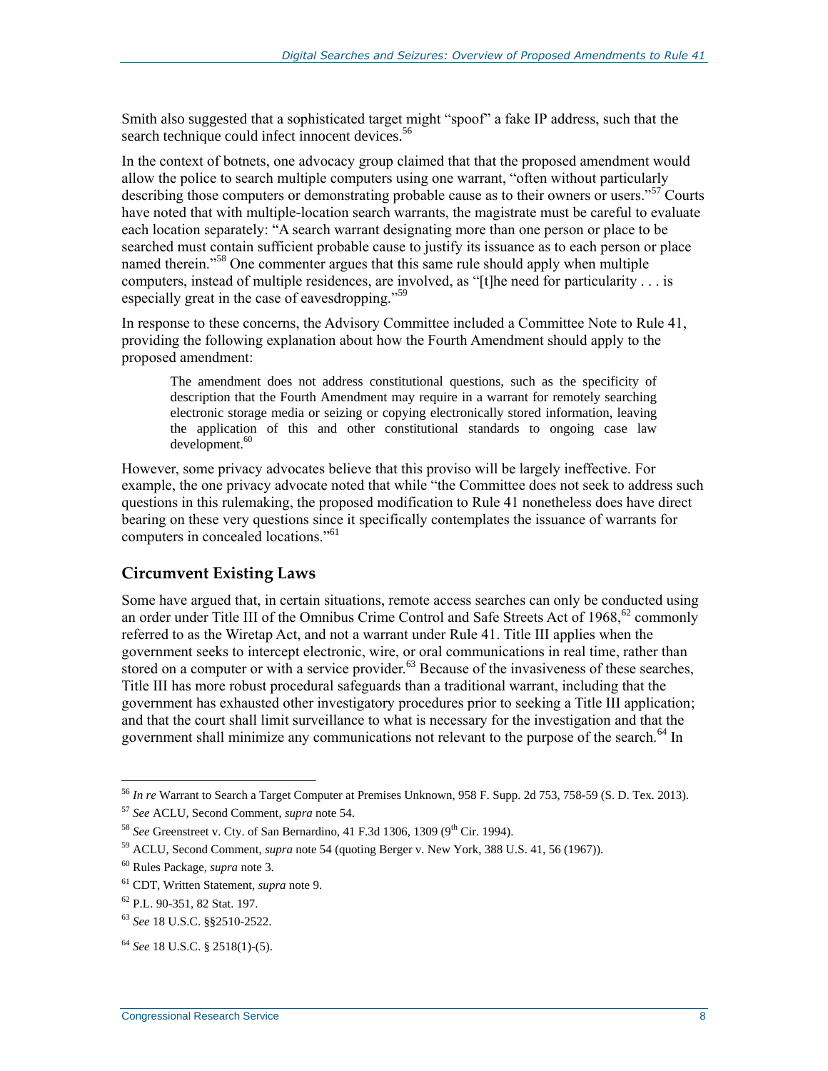Smith also suggested that a sophisticated target might "spoof" a fake IP address, such that the search technique could infect innocent devices.[56]

In the context of botnets, one advocacy group claimed that that the proposed amendment would allow the police to search multiple computers using one warrant, "often without particularly describing those computers or demonstrating probable cause as to their owners or users."[57] Courts have noted that with multiple-location search warrants, the magistrate must be careful to evaluate each location separately: "A search warrant designating more than one person or place to be searched must contain sufficient probable cause to justify its issuance as to each person or place named therein."[58] One commenter argues that this same rule should apply when multiple computers, instead of multiple residences, are involved, as "[t]he need for particularity . . . is especially great in the case of eavesdropping."[59]

In response to these concerns, the Advisory Committee included a Committee Note to Rule 41, providing the following explanation about how the Fourth Amendment should apply to the proposed amendment:

> The amendment does not address constitutional questions, such as the specificity of description that the Fourth Amendment may require in a warrant for remotely searching electronic storage media or seizing or copying electronically stored information, leaving the application of this and other constitutional standards to ongoing case law development.[60]

However, some privacy advocates believe that this proviso will be largely ineffective. For example, the one privacy advocate noted that while "the Committee does not seek to address such questions in this rulemaking, the proposed modification to Rule 41 nonetheless does have direct bearing on these very questions since it specifically contemplates the issuance of warrants for computers in concealed locations."[61]

### Circumvent Existing Laws

Some have argued that, in certain situations, remote access searches can only be conducted using an order under Title III of the Omnibus Crime Control and Safe Streets Act of 1968,[62] commonly referred to as the Wiretap Act, and not a warrant under Rule 41. Title III applies when the government seeks to intercept electronic, wire, or oral communications in real time, rather than stored on a computer or with a service provider.[63] Because of the invasiveness of these searches, Title III has more robust procedural safeguards than a traditional warrant, including that the government has exhausted other investigatory procedures prior to seeking a Title III application; and that the court shall limit surveillance to what is necessary for the investigation and that the government shall minimize any communications not relevant to the purpose of the search.[64] In

---

[56] *In re* Warrant to Search a Target Computer at Premises Unknown, 958 F. Supp. 2d 753, 758-59 (S. D. Tex. 2013).

[57] *See* ACLU, Second Comment, *supra* note 54.

[58] *See* Greenstreet v. Cty. of San Bernardino, 41 F.3d 1306, 1309 (9th Cir. 1994).

[59] ACLU, Second Comment, *supra* note 54 (quoting Berger v. New York, 388 U.S. 41, 56 (1967)).

[60] Rules Package, *supra* note 3.

[61] CDT, Written Statement, *supra* note 9.

[62] P.L. 90-351, 82 Stat. 197.

[63] *See* 18 U.S.C. §§2510-2522.

[64] *See* 18 U.S.C. § 2518(1)-(5).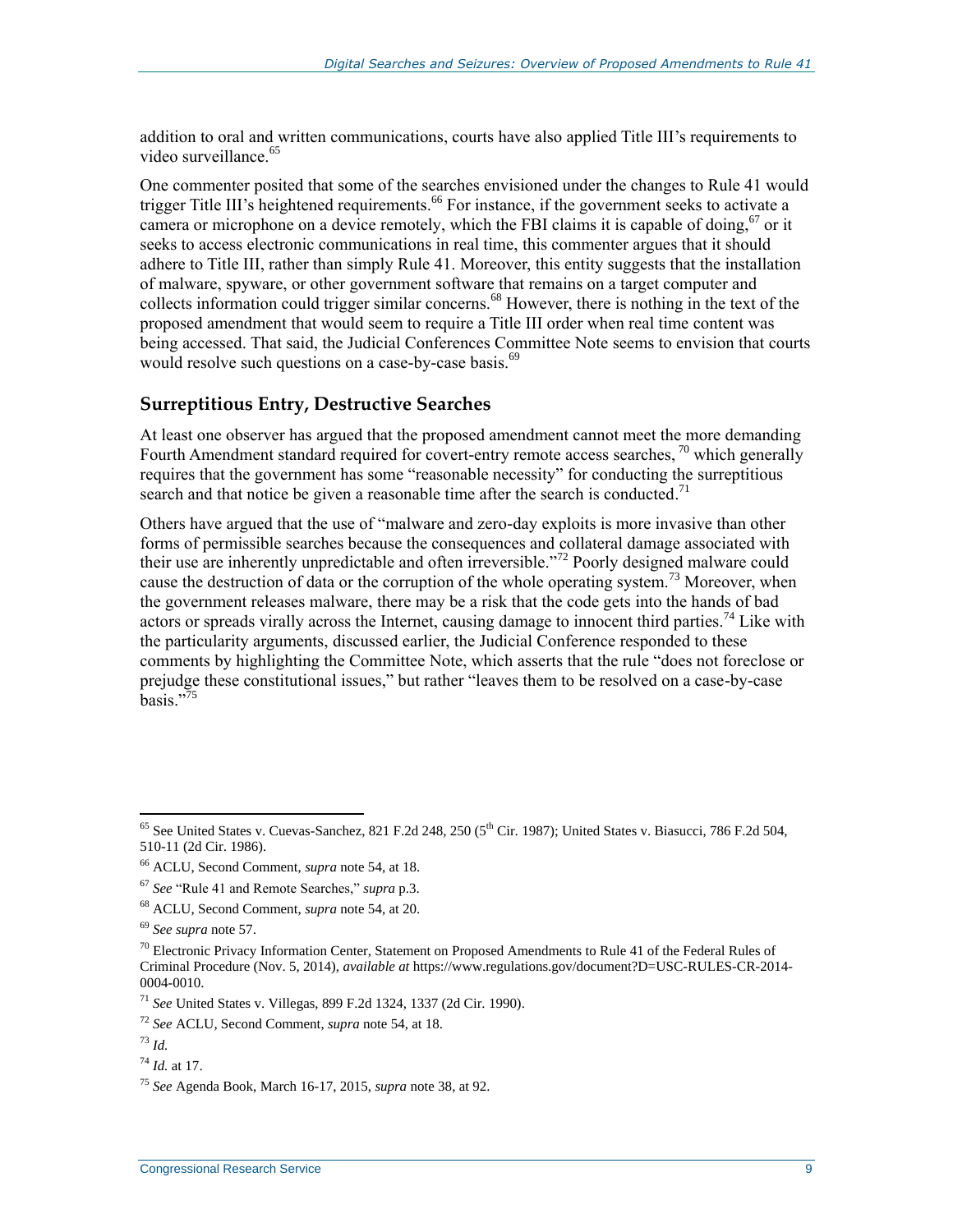addition to oral and written communications, courts have also applied Title III's requirements to video surveillance.[65]

One commenter posited that some of the searches envisioned under the changes to Rule 41 would trigger Title III's heightened requirements.[66] For instance, if the government seeks to activate a camera or microphone on a device remotely, which the FBI claims it is capable of doing,[67] or it seeks to access electronic communications in real time, this commenter argues that it should adhere to Title III, rather than simply Rule 41. Moreover, this entity suggests that the installation of malware, spyware, or other government software that remains on a target computer and collects information could trigger similar concerns.[68] However, there is nothing in the text of the proposed amendment that would seem to require a Title III order when real time content was being accessed. That said, the Judicial Conferences Committee Note seems to envision that courts would resolve such questions on a case-by-case basis.[69]

## Surreptitious Entry, Destructive Searches

At least one observer has argued that the proposed amendment cannot meet the more demanding Fourth Amendment standard required for covert-entry remote access searches,[70] which generally requires that the government has some "reasonable necessity" for conducting the surreptitious search and that notice be given a reasonable time after the search is conducted.[71]

Others have argued that the use of "malware and zero-day exploits is more invasive than other forms of permissible searches because the consequences and collateral damage associated with their use are inherently unpredictable and often irreversible."[72] Poorly designed malware could cause the destruction of data or the corruption of the whole operating system.[73] Moreover, when the government releases malware, there may be a risk that the code gets into the hands of bad actors or spreads virally across the Internet, causing damage to innocent third parties.[74] Like with the particularity arguments, discussed earlier, the Judicial Conference responded to these comments by highlighting the Committee Note, which asserts that the rule "does not foreclose or prejudge these constitutional issues," but rather "leaves them to be resolved on a case-by-case basis."[75]

---

[65] See United States v. Cuevas-Sanchez, 821 F.2d 248, 250 (5th Cir. 1987); United States v. Biasucci, 786 F.2d 504, 510-11 (2d Cir. 1986).

[66] ACLU, Second Comment, *supra* note 54, at 18.

[67] *See* "Rule 41 and Remote Searches," *supra* p.3.

[68] ACLU, Second Comment, *supra* note 54, at 20.

[69] *See supra* note 57.

[70] Electronic Privacy Information Center, Statement on Proposed Amendments to Rule 41 of the Federal Rules of Criminal Procedure (Nov. 5, 2014), *available at* https://www.regulations.gov/document?D=USC-RULES-CR-2014-0004-0010.

[71] *See* United States v. Villegas, 899 F.2d 1324, 1337 (2d Cir. 1990).

[72] *See* ACLU, Second Comment, *supra* note 54, at 18.

[73] *Id.*

[74] *Id.* at 17.

[75] *See* Agenda Book, March 16-17, 2015, *supra* note 38, at 92.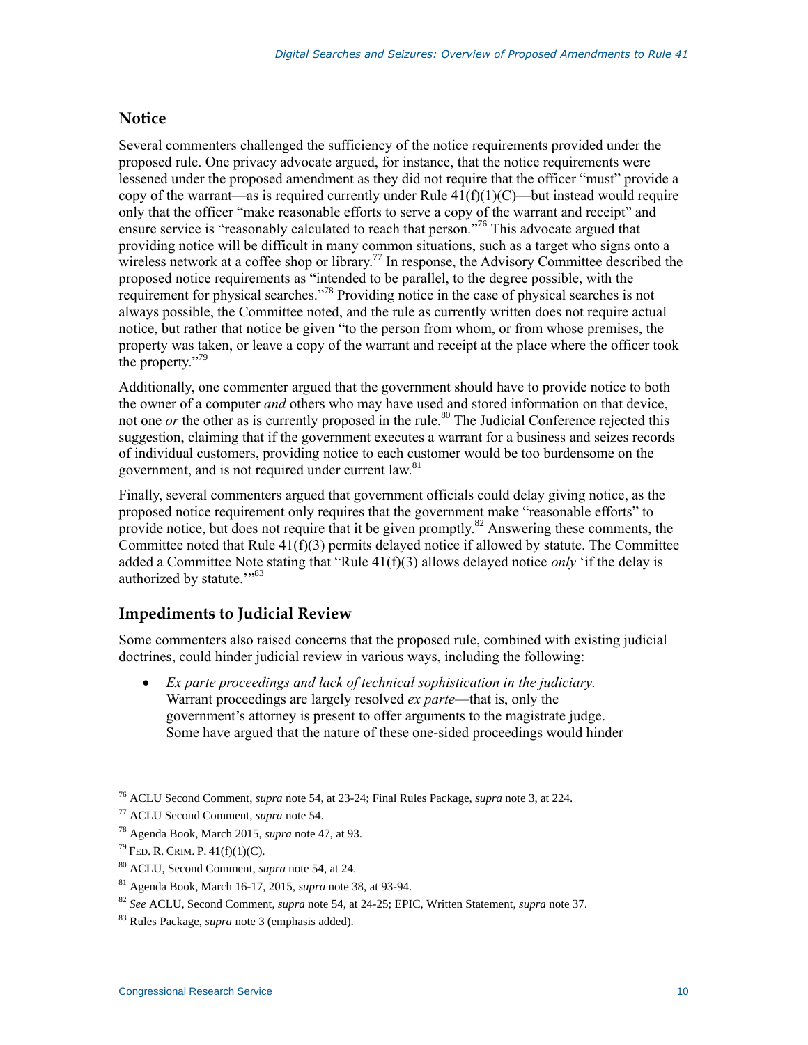## Notice

Several commenters challenged the sufficiency of the notice requirements provided under the proposed rule. One privacy advocate argued, for instance, that the notice requirements were lessened under the proposed amendment as they did not require that the officer "must" provide a copy of the warrant—as is required currently under Rule 41(f)(1)(C)—but instead would require only that the officer "make reasonable efforts to serve a copy of the warrant and receipt" and ensure service is "reasonably calculated to reach that person."[76] This advocate argued that providing notice will be difficult in many common situations, such as a target who signs onto a wireless network at a coffee shop or library.[77] In response, the Advisory Committee described the proposed notice requirements as "intended to be parallel, to the degree possible, with the requirement for physical searches."[78] Providing notice in the case of physical searches is not always possible, the Committee noted, and the rule as currently written does not require actual notice, but rather that notice be given "to the person from whom, or from whose premises, the property was taken, or leave a copy of the warrant and receipt at the place where the officer took the property."[79]

Additionally, one commenter argued that the government should have to provide notice to both the owner of a computer *and* others who may have used and stored information on that device, not one *or* the other as is currently proposed in the rule.[80] The Judicial Conference rejected this suggestion, claiming that if the government executes a warrant for a business and seizes records of individual customers, providing notice to each customer would be too burdensome on the government, and is not required under current law.[81]

Finally, several commenters argued that government officials could delay giving notice, as the proposed notice requirement only requires that the government make "reasonable efforts" to provide notice, but does not require that it be given promptly.[82] Answering these comments, the Committee noted that Rule 41(f)(3) permits delayed notice if allowed by statute. The Committee added a Committee Note stating that "Rule 41(f)(3) allows delayed notice *only* 'if the delay is authorized by statute.'"[83]

## Impediments to Judicial Review

Some commenters also raised concerns that the proposed rule, combined with existing judicial doctrines, could hinder judicial review in various ways, including the following:

- *Ex parte proceedings and lack of technical sophistication in the judiciary.* Warrant proceedings are largely resolved *ex parte*—that is, only the government's attorney is present to offer arguments to the magistrate judge. Some have argued that the nature of these one-sided proceedings would hinder

---

[76] ACLU Second Comment, *supra* note 54, at 23-24; Final Rules Package, *supra* note 3, at 224.

[77] ACLU Second Comment, *supra* note 54.

[78] Agenda Book, March 2015, *supra* note 47, at 93.

[79] FED. R. CRIM. P. 41(f)(1)(C).

[80] ACLU, Second Comment, *supra* note 54, at 24.

[81] Agenda Book, March 16-17, 2015, *supra* note 38, at 93-94.

[82] *See* ACLU, Second Comment, *supra* note 54, at 24-25; EPIC, Written Statement, *supra* note 37.

[83] Rules Package, *supra* note 3 (emphasis added).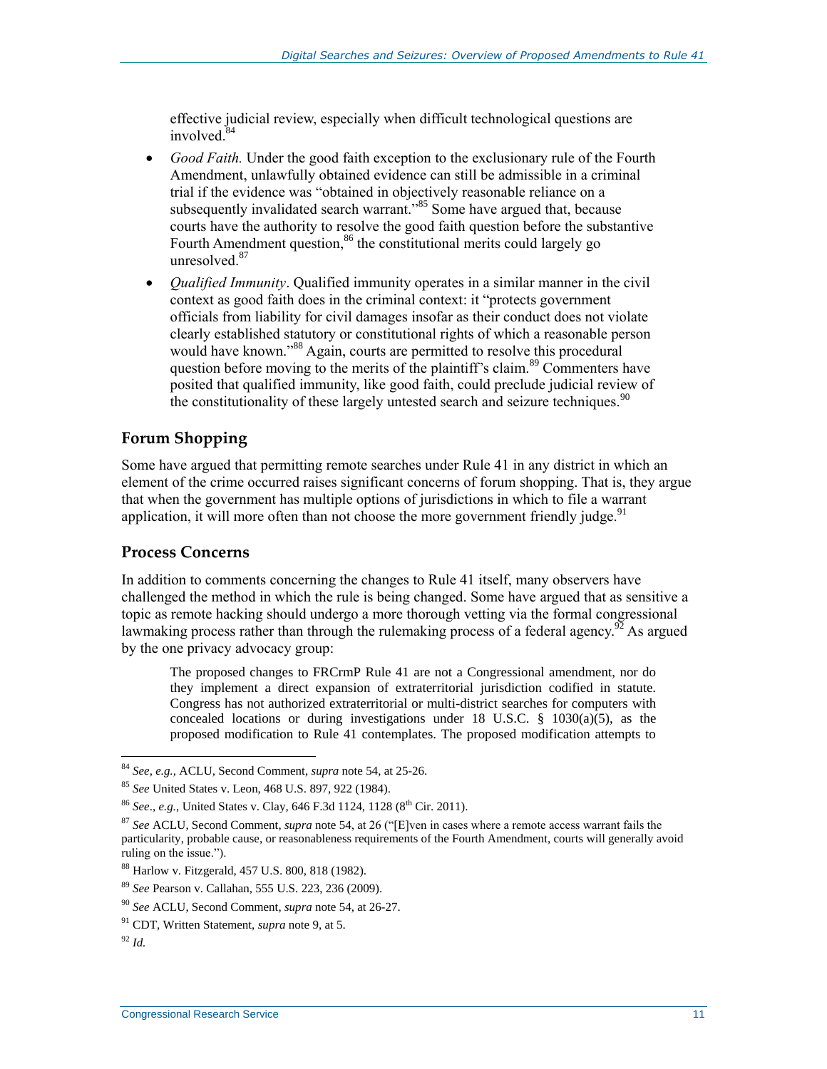effective judicial review, especially when difficult technological questions are involved.[84]

- *Good Faith.* Under the good faith exception to the exclusionary rule of the Fourth Amendment, unlawfully obtained evidence can still be admissible in a criminal trial if the evidence was "obtained in objectively reasonable reliance on a subsequently invalidated search warrant."[85] Some have argued that, because courts have the authority to resolve the good faith question before the substantive Fourth Amendment question,[86] the constitutional merits could largely go unresolved.[87]
- *Qualified Immunity*. Qualified immunity operates in a similar manner in the civil context as good faith does in the criminal context: it "protects government officials from liability for civil damages insofar as their conduct does not violate clearly established statutory or constitutional rights of which a reasonable person would have known."[88] Again, courts are permitted to resolve this procedural question before moving to the merits of the plaintiff's claim.[89] Commenters have posited that qualified immunity, like good faith, could preclude judicial review of the constitutionality of these largely untested search and seizure techniques.[90]

## Forum Shopping

Some have argued that permitting remote searches under Rule 41 in any district in which an element of the crime occurred raises significant concerns of forum shopping. That is, they argue that when the government has multiple options of jurisdictions in which to file a warrant application, it will more often than not choose the more government friendly judge.[91]

## Process Concerns

In addition to comments concerning the changes to Rule 41 itself, many observers have challenged the method in which the rule is being changed. Some have argued that as sensitive a topic as remote hacking should undergo a more thorough vetting via the formal congressional lawmaking process rather than through the rulemaking process of a federal agency.[92] As argued by the one privacy advocacy group:

> The proposed changes to FRCrmP Rule 41 are not a Congressional amendment, nor do they implement a direct expansion of extraterritorial jurisdiction codified in statute. Congress has not authorized extraterritorial or multi-district searches for computers with concealed locations or during investigations under 18 U.S.C. § 1030(a)(5), as the proposed modification to Rule 41 contemplates. The proposed modification attempts to

---

[84] *See, e.g.*, ACLU, Second Comment, *supra* note 54, at 25-26.

[85] *See* United States v. Leon, 468 U.S. 897, 922 (1984).

[86] *See*., *e.g.*, United States v. Clay, 646 F.3d 1124, 1128 (8th Cir. 2011).

[87] *See* ACLU, Second Comment, *supra* note 54, at 26 ("[E]ven in cases where a remote access warrant fails the particularity, probable cause, or reasonableness requirements of the Fourth Amendment, courts will generally avoid ruling on the issue.").

[88] Harlow v. Fitzgerald, 457 U.S. 800, 818 (1982).

[89] *See* Pearson v. Callahan, 555 U.S. 223, 236 (2009).

[90] *See* ACLU, Second Comment, *supra* note 54, at 26-27.

[91] CDT, Written Statement, *supra* note 9, at 5.

[92] *Id.*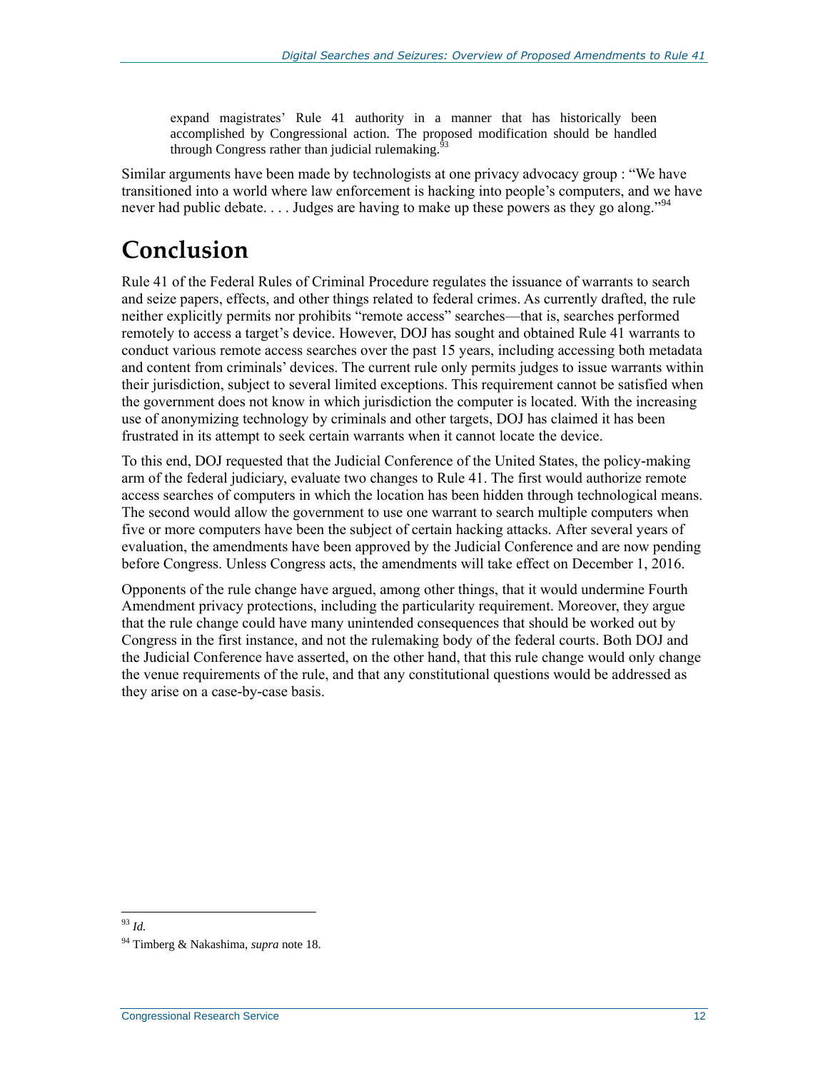> expand magistrates' Rule 41 authority in a manner that has historically been accomplished by Congressional action. The proposed modification should be handled through Congress rather than judicial rulemaking.[93]

Similar arguments have been made by technologists at one privacy advocacy group : "We have transitioned into a world where law enforcement is hacking into people's computers, and we have never had public debate. . . . Judges are having to make up these powers as they go along."[94]

# Conclusion

Rule 41 of the Federal Rules of Criminal Procedure regulates the issuance of warrants to search and seize papers, effects, and other things related to federal crimes. As currently drafted, the rule neither explicitly permits nor prohibits "remote access" searches—that is, searches performed remotely to access a target's device. However, DOJ has sought and obtained Rule 41 warrants to conduct various remote access searches over the past 15 years, including accessing both metadata and content from criminals' devices. The current rule only permits judges to issue warrants within their jurisdiction, subject to several limited exceptions. This requirement cannot be satisfied when the government does not know in which jurisdiction the computer is located. With the increasing use of anonymizing technology by criminals and other targets, DOJ has claimed it has been frustrated in its attempt to seek certain warrants when it cannot locate the device.

To this end, DOJ requested that the Judicial Conference of the United States, the policy-making arm of the federal judiciary, evaluate two changes to Rule 41. The first would authorize remote access searches of computers in which the location has been hidden through technological means. The second would allow the government to use one warrant to search multiple computers when five or more computers have been the subject of certain hacking attacks. After several years of evaluation, the amendments have been approved by the Judicial Conference and are now pending before Congress. Unless Congress acts, the amendments will take effect on December 1, 2016.

Opponents of the rule change have argued, among other things, that it would undermine Fourth Amendment privacy protections, including the particularity requirement. Moreover, they argue that the rule change could have many unintended consequences that should be worked out by Congress in the first instance, and not the rulemaking body of the federal courts. Both DOJ and the Judicial Conference have asserted, on the other hand, that this rule change would only change the venue requirements of the rule, and that any constitutional questions would be addressed as they arise on a case-by-case basis.

---

[93] *Id.*

[94] Timberg & Nakashima, *supra* note 18.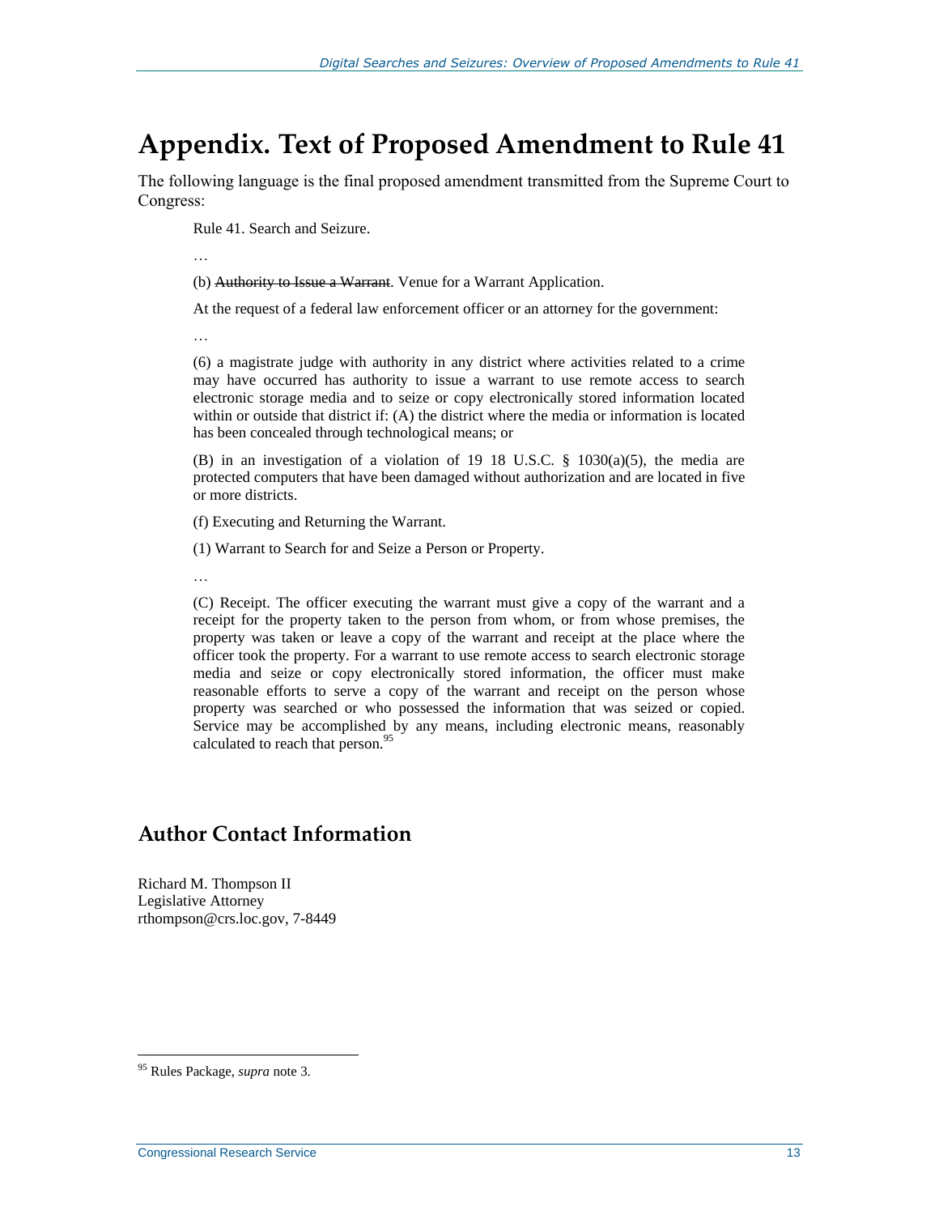# Appendix. Text of Proposed Amendment to Rule 41

The following language is the final proposed amendment transmitted from the Supreme Court to Congress:

> Rule 41. Search and Seizure.
>
> …
>
> (b) ~~Authority to Issue a Warrant~~. Venue for a Warrant Application.
>
> At the request of a federal law enforcement officer or an attorney for the government:
>
> …
>
> (6) a magistrate judge with authority in any district where activities related to a crime may have occurred has authority to issue a warrant to use remote access to search electronic storage media and to seize or copy electronically stored information located within or outside that district if: (A) the district where the media or information is located has been concealed through technological means; or
>
> (B) in an investigation of a violation of 19 18 U.S.C. § 1030(a)(5), the media are protected computers that have been damaged without authorization and are located in five or more districts.
>
> (f) Executing and Returning the Warrant.
>
> (1) Warrant to Search for and Seize a Person or Property.
>
> …
>
> (C) Receipt. The officer executing the warrant must give a copy of the warrant and a receipt for the property taken to the person from whom, or from whose premises, the property was taken or leave a copy of the warrant and receipt at the place where the officer took the property. For a warrant to use remote access to search electronic storage media and seize or copy electronically stored information, the officer must make reasonable efforts to serve a copy of the warrant and receipt on the person whose property was searched or who possessed the information that was seized or copied. Service may be accomplished by any means, including electronic means, reasonably calculated to reach that person.[95]

## Author Contact Information

Richard M. Thompson II
Legislative Attorney
rthompson@crs.loc.gov, 7-8449

---

[95] Rules Package, *supra* note 3.